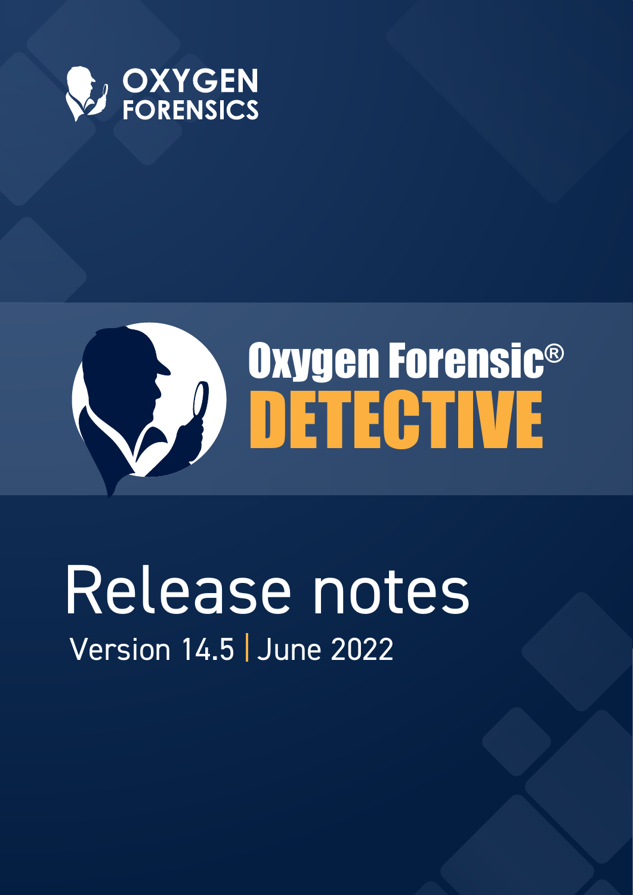OXYGEN FORENSICS

# Oxygen Forensic® DETECTIVE

# Release notes

Version 14.5 | June 2022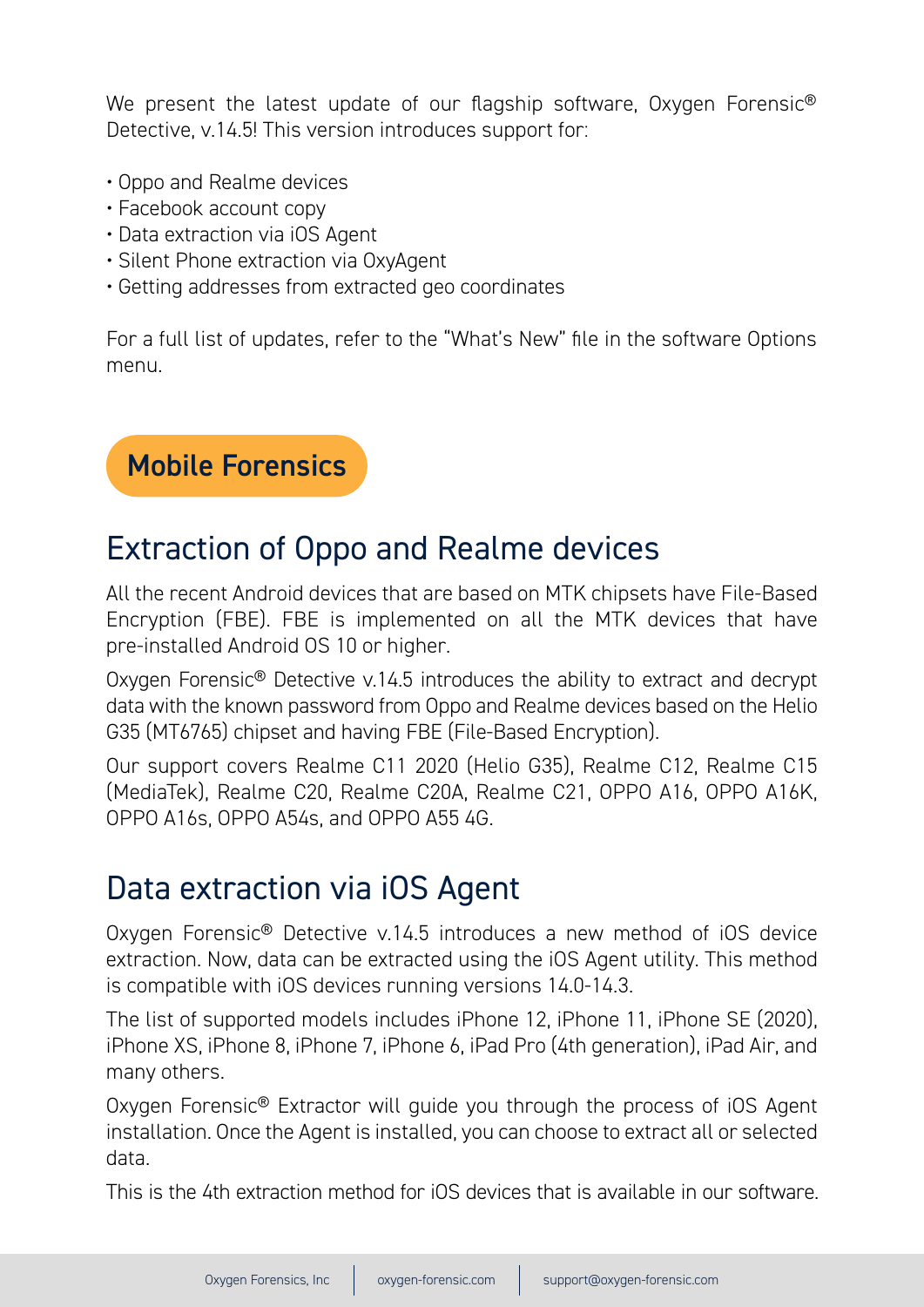We present the latest update of our flagship software, Oxygen Forensic® Detective, v.14.5! This version introduces support for:

- Oppo and Realme devices
- Facebook account copy
- Data extraction via iOS Agent
- Silent Phone extraction via OxyAgent
- Getting addresses from extracted geo coordinates

For a full list of updates, refer to the "What's New" file in the software Options menu.

**Mobile Forensics**

## Extraction of Oppo and Realme devices

All the recent Android devices that are based on MTK chipsets have File-Based Encryption (FBE). FBE is implemented on all the MTK devices that have pre-installed Android OS 10 or higher.

Oxygen Forensic® Detective v.14.5 introduces the ability to extract and decrypt data with the known password from Oppo and Realme devices based on the Helio G35 (MT6765) chipset and having FBE (File-Based Encryption).

Our support covers Realme C11 2020 (Helio G35), Realme C12, Realme C15 (MediaTek), Realme C20, Realme C20A, Realme C21, OPPO A16, OPPO A16K, OPPO A16s, OPPO A54s, and OPPO A55 4G.

## Data extraction via iOS Agent

Oxygen Forensic® Detective v.14.5 introduces a new method of iOS device extraction. Now, data can be extracted using the iOS Agent utility. This method is compatible with iOS devices running versions 14.0-14.3.

The list of supported models includes iPhone 12, iPhone 11, iPhone SE (2020), iPhone XS, iPhone 8, iPhone 7, iPhone 6, iPad Pro (4th generation), iPad Air, and many others.

Oxygen Forensic® Extractor will guide you through the process of iOS Agent installation. Once the Agent is installed, you can choose to extract all or selected data.

This is the 4th extraction method for iOS devices that is available in our software.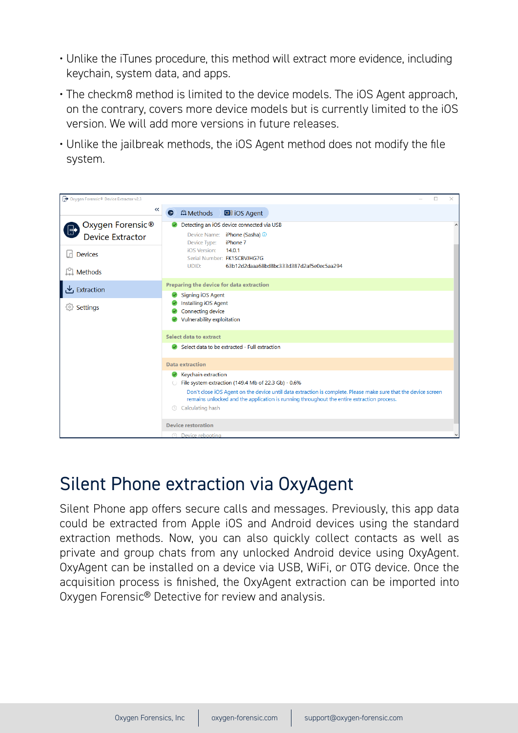- Unlike the iTunes procedure, this method will extract more evidence, including keychain, system data, and apps.
- The checkm8 method is limited to the device models. The iOS Agent approach, on the contrary, covers more device models but is currently limited to the iOS version. We will add more versions in future releases.
- Unlike the jailbreak methods, the iOS Agent method does not modify the file system.

## Silent Phone extraction via OxyAgent

Silent Phone app offers secure calls and messages. Previously, this app data could be extracted from Apple iOS and Android devices using the standard extraction methods. Now, you can also quickly collect contacts as well as private and group chats from any unlocked Android device using OxyAgent. OxyAgent can be installed on a device via USB, WiFi, or OTG device. Once the acquisition process is finished, the OxyAgent extraction can be imported into Oxygen Forensic® Detective for review and analysis.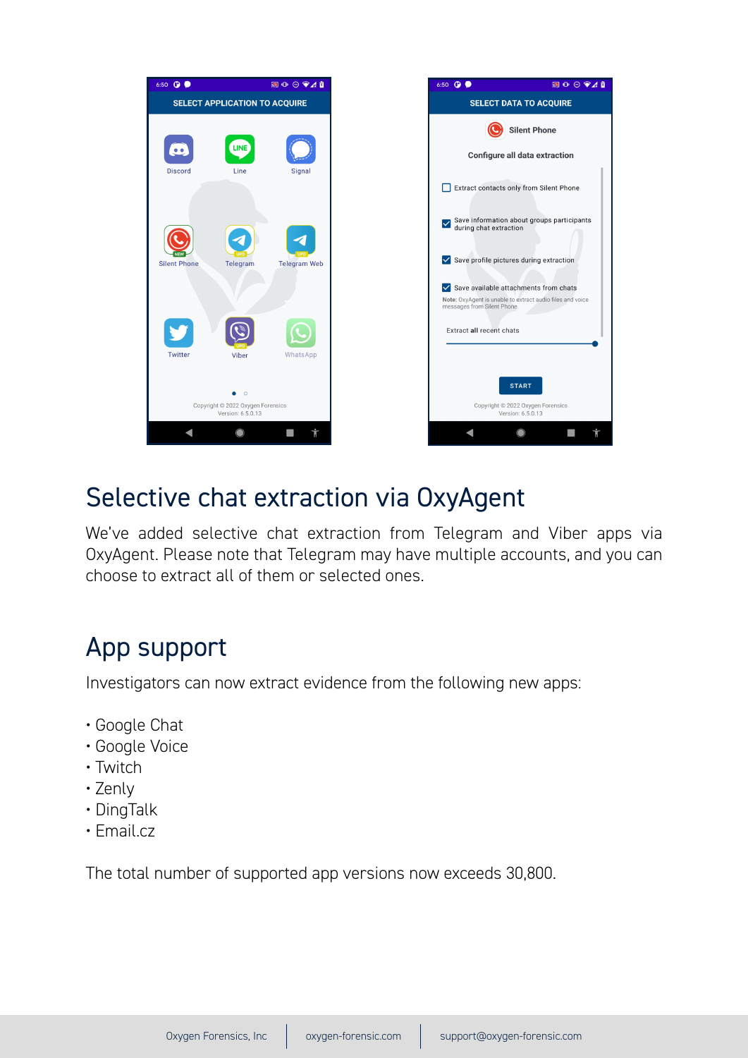## Selective chat extraction via OxyAgent

We've added selective chat extraction from Telegram and Viber apps via OxyAgent. Please note that Telegram may have multiple accounts, and you can choose to extract all of them or selected ones.

## App support

Investigators can now extract evidence from the following new apps:

- Google Chat
- Google Voice
- Twitch
- Zenly
- DingTalk
- Email.cz

The total number of supported app versions now exceeds 30,800.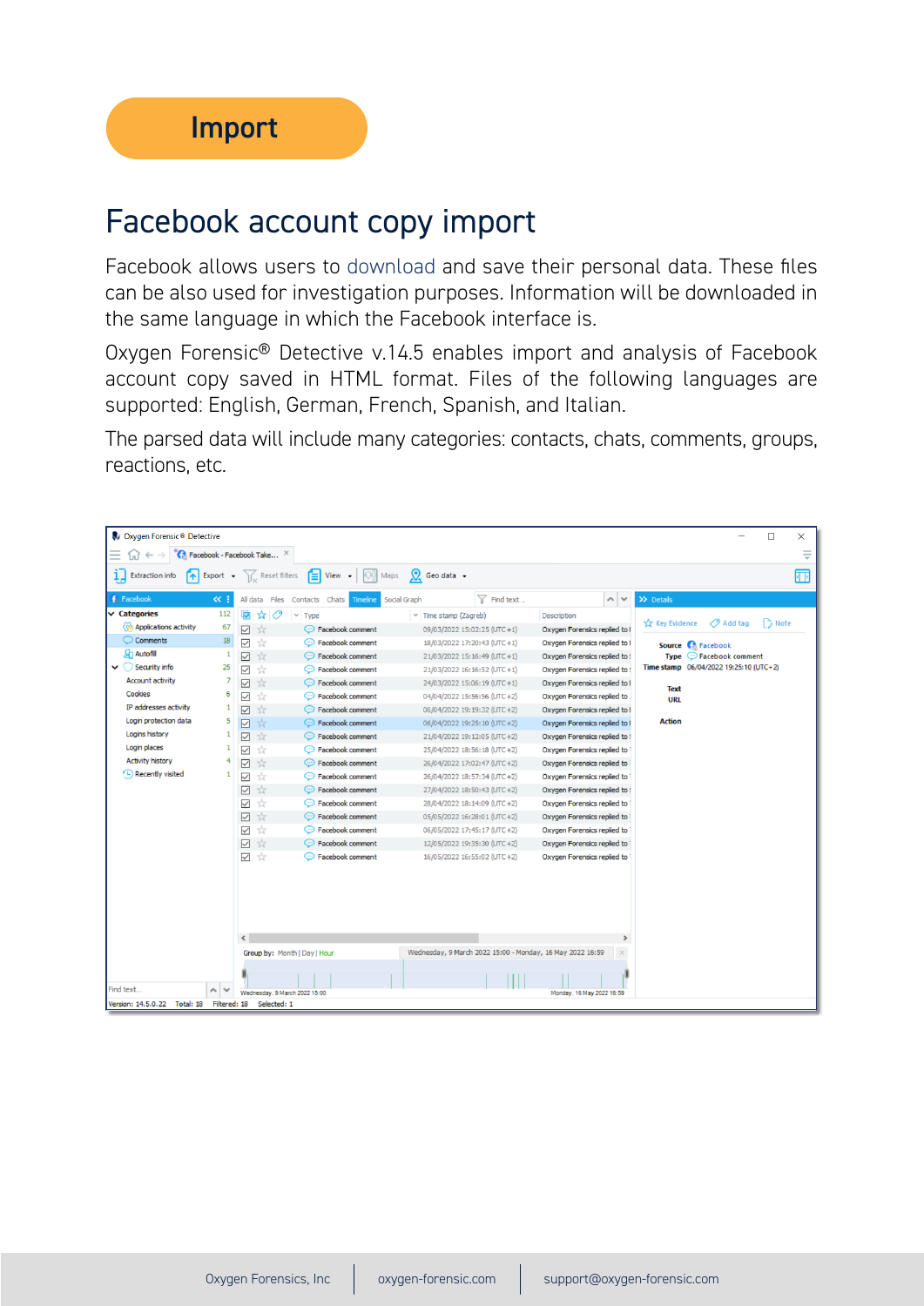# Import

## Facebook account copy import

Facebook allows users to download and save their personal data. These files can be also used for investigation purposes. Information will be downloaded in the same language in which the Facebook interface is.

Oxygen Forensic® Detective v.14.5 enables import and analysis of Facebook account copy saved in HTML format. Files of the following languages are supported: English, German, French, Spanish, and Italian.

The parsed data will include many categories: contacts, chats, comments, groups, reactions, etc.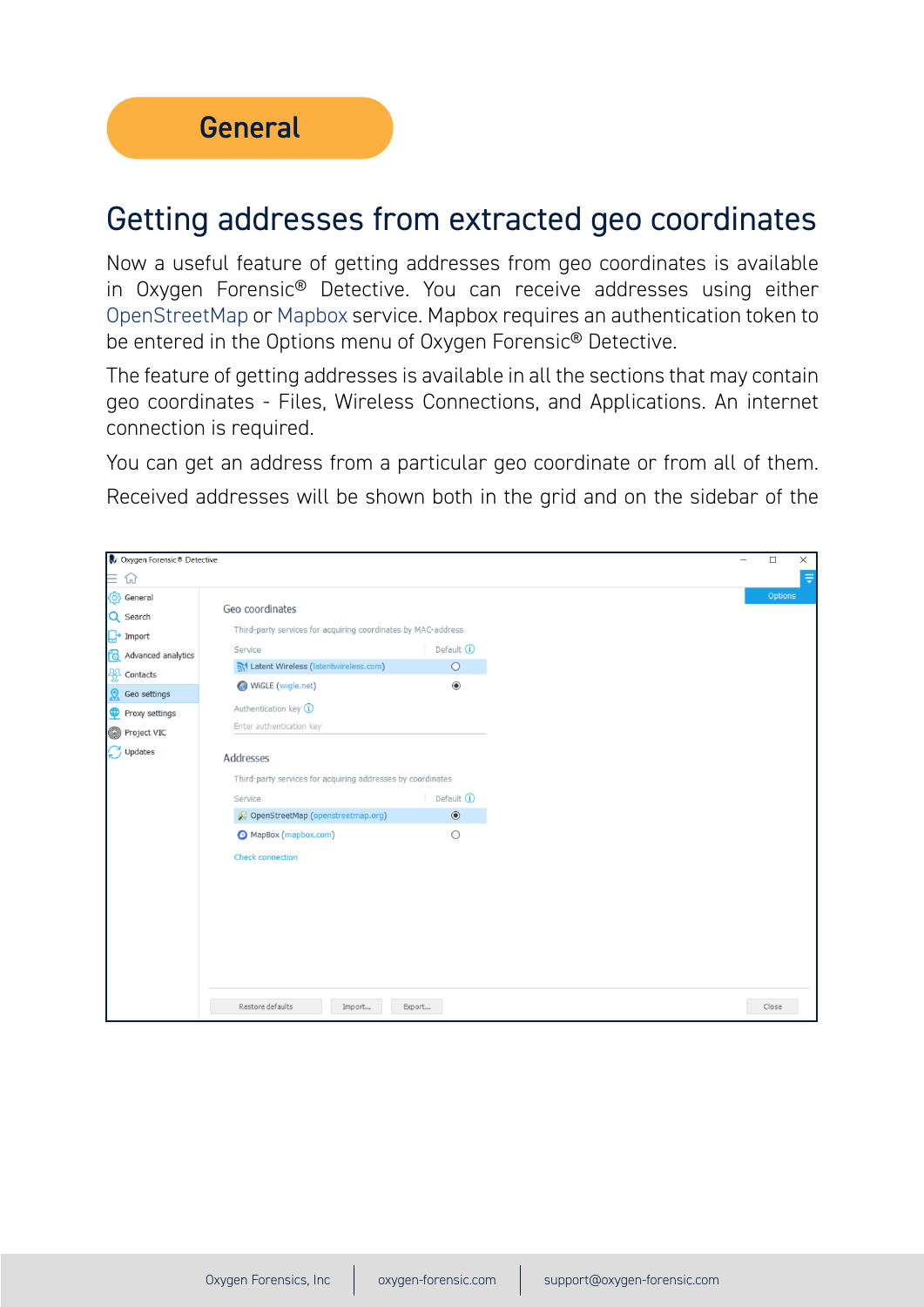# General

## Getting addresses from extracted geo coordinates

Now a useful feature of getting addresses from geo coordinates is available in Oxygen Forensic® Detective. You can receive addresses using either OpenStreetMap or Mapbox service. Mapbox requires an authentication token to be entered in the Options menu of Oxygen Forensic® Detective.

The feature of getting addresses is available in all the sections that may contain geo coordinates - Files, Wireless Connections, and Applications. An internet connection is required.

You can get an address from a particular geo coordinate or from all of them.

Received addresses will be shown both in the grid and on the sidebar of the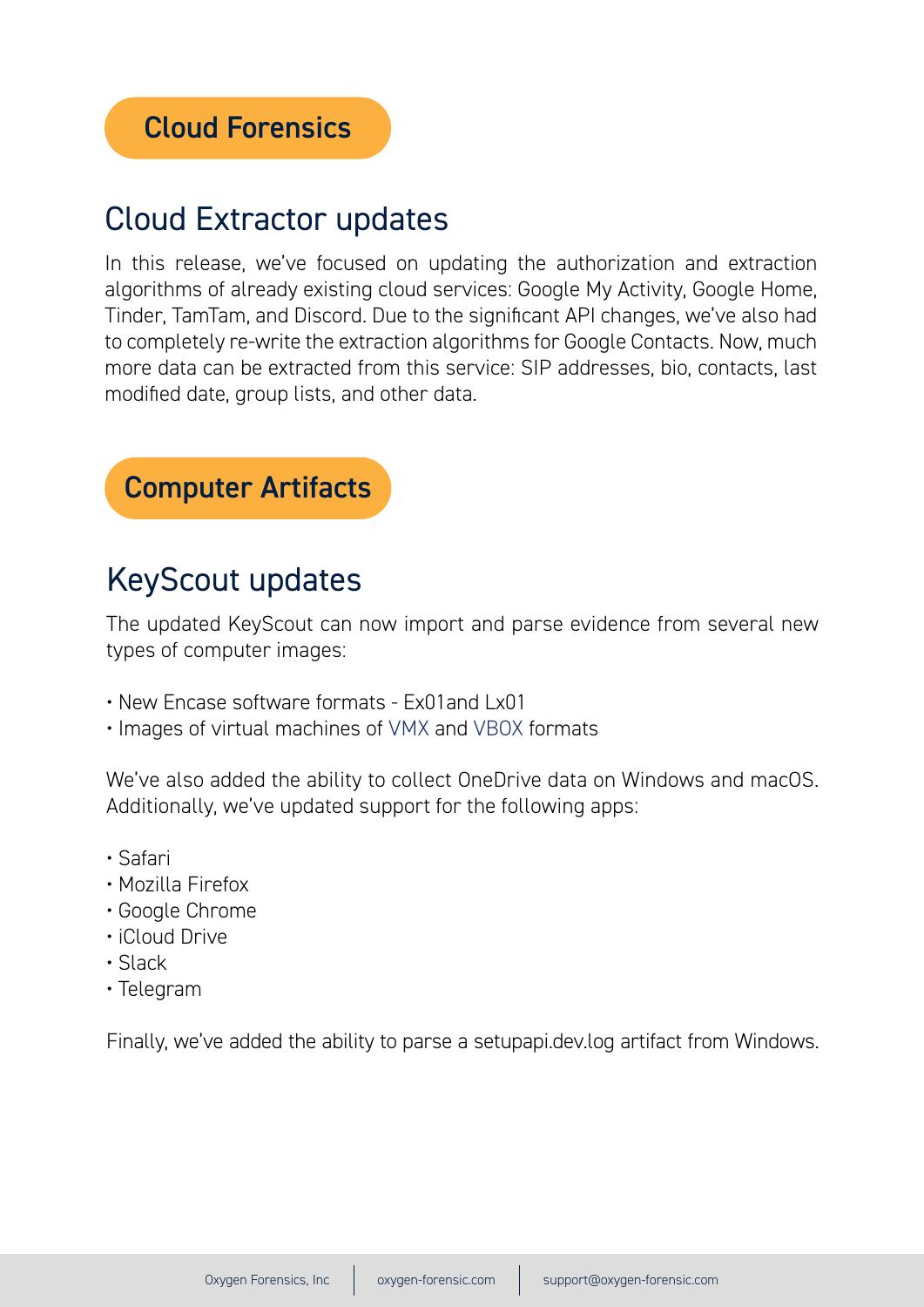# Cloud Forensics

## Cloud Extractor updates

In this release, we've focused on updating the authorization and extraction algorithms of already existing cloud services: Google My Activity, Google Home, Tinder, TamTam, and Discord. Due to the significant API changes, we've also had to completely re-write the extraction algorithms for Google Contacts. Now, much more data can be extracted from this service: SIP addresses, bio, contacts, last modified date, group lists, and other data.

# Computer Artifacts

## KeyScout updates

The updated KeyScout can now import and parse evidence from several new types of computer images:

- New Encase software formats - Ex01and Lx01
- Images of virtual machines of VMX and VBOX formats

We've also added the ability to collect OneDrive data on Windows and macOS. Additionally, we've updated support for the following apps:

- Safari
- Mozilla Firefox
- Google Chrome
- iCloud Drive
- Slack
- Telegram

Finally, we've added the ability to parse a setupapi.dev.log artifact from Windows.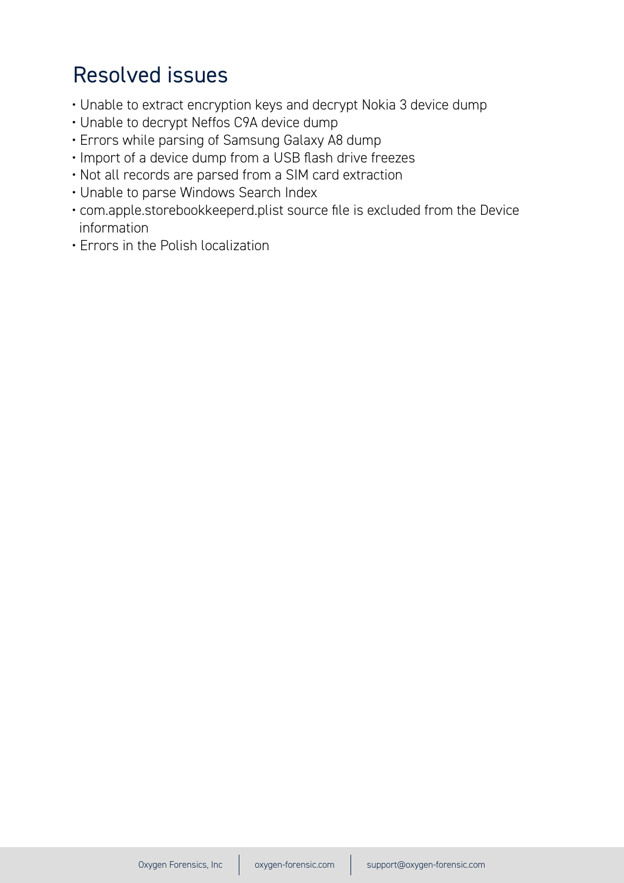## Resolved issues

- Unable to extract encryption keys and decrypt Nokia 3 device dump
- Unable to decrypt Neffos C9A device dump
- Errors while parsing of Samsung Galaxy A8 dump
- Import of a device dump from a USB flash drive freezes
- Not all records are parsed from a SIM card extraction
- Unable to parse Windows Search Index
- com.apple.storebookkeeperd.plist source file is excluded from the Device information
- Errors in the Polish localization